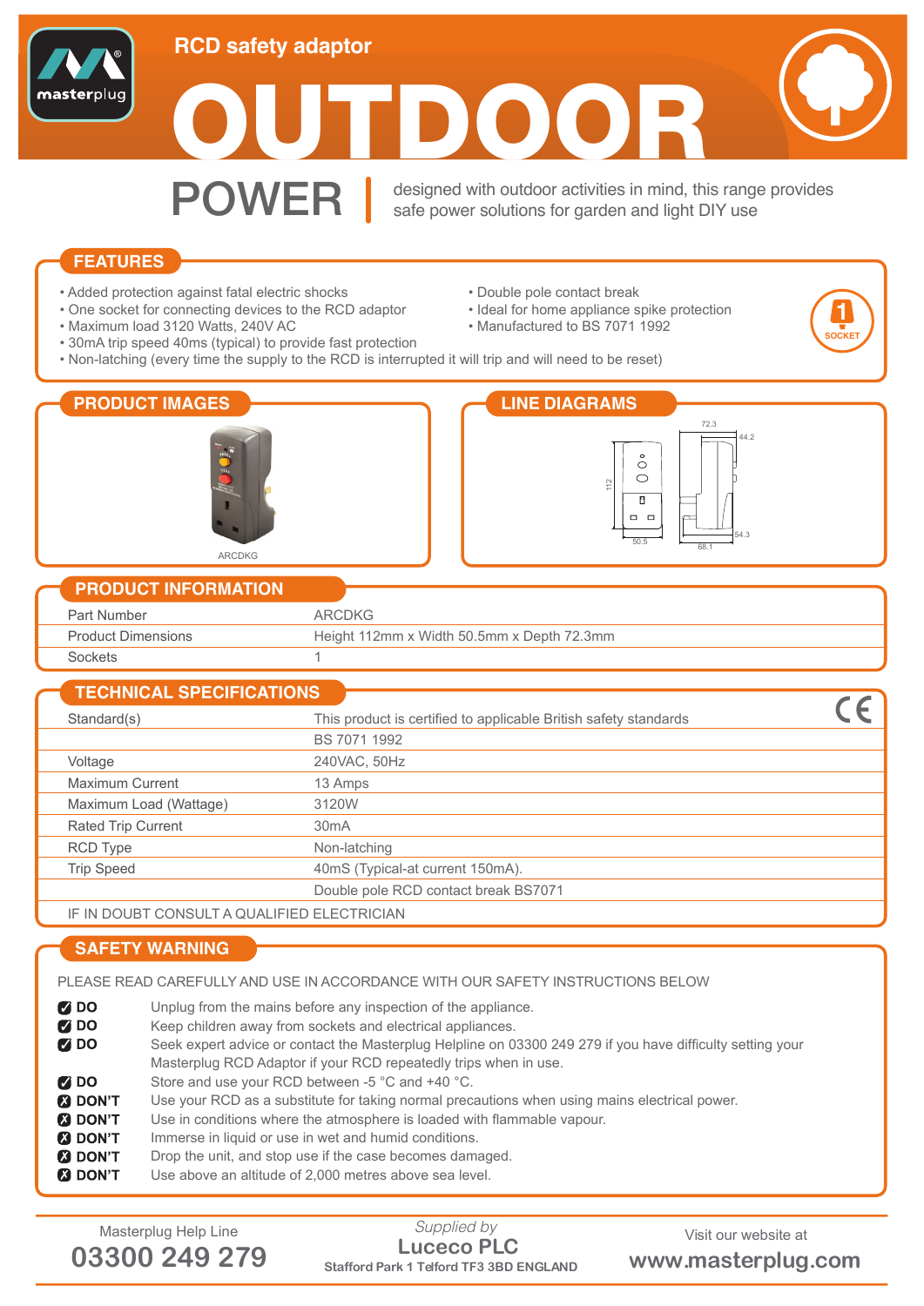RCD safety adaptor

# OUTDOOR

## POWER

designed with outdoor activities in mind, this range provides safe power solutions for garden and light DIY use

## FEATURES

- Added protection against fatal electric shocks
- One socket for connecting devices to the RCD adaptor
- Maximum load 3120 Watts, 240V AC
- 30mA trip speed 40ms (typical) to provide fast protection
- Non-latching (every time the supply to the RCD is interrupted it will trip and will need to be reset)
- Double pole contact break
- Ideal for home appliance spike protection
- Manufactured to BS 7071 1992

1 SOCKET

## PRODUCT IMAGES

ARCDKG

## LINE DIAGRAMS

72.3, 44.2, 112, 50.5, 54.3, 66.1

## PRODUCT INFORMATION

| | |
|---|---|
| Part Number | ARCDKG |
| Product Dimensions | Height 112mm x Width 50.5mm x Depth 72.3mm |
| Sockets | 1 |

## TECHNICAL SPECIFICATIONS

| | |
|---|---|
| Standard(s) | This product is certified to applicable British safety standards |
| | BS 7071 1992 |
| Voltage | 240VAC, 50Hz |
| Maximum Current | 13 Amps |
| Maximum Load (Wattage) | 3120W |
| Rated Trip Current | 30mA |
| RCD Type | Non-latching |
| Trip Speed | 40mS (Typical-at current 150mA). |
| | Double pole RCD contact break BS7071 |

IF IN DOUBT CONSULT A QUALIFIED ELECTRICIAN

## SAFETY WARNING

PLEASE READ CAREFULLY AND USE IN ACCORDANCE WITH OUR SAFETY INSTRUCTIONS BELOW

- **DO** Unplug from the mains before any inspection of the appliance.
- **DO** Keep children away from sockets and electrical appliances.
- **DO** Seek expert advice or contact the Masterplug Helpline on 03300 249 279 if you have difficulty setting your Masterplug RCD Adaptor if your RCD repeatedly trips when in use.
- **DO** Store and use your RCD between -5 °C and +40 °C.
- **DON'T** Use your RCD as a substitute for taking normal precautions when using mains electrical power.
- **DON'T** Use in conditions where the atmosphere is loaded with flammable vapour.
- **DON'T** Immerse in liquid or use in wet and humid conditions.
- **DON'T** Drop the unit, and stop use if the case becomes damaged.
- **DON'T** Use above an altitude of 2,000 metres above sea level.

Masterplug Help Line
**03300 249 279**

*Supplied by*
**Luceco PLC**
Stafford Park 1 Telford TF3 3BD ENGLAND

Visit our website at
**www.masterplug.com**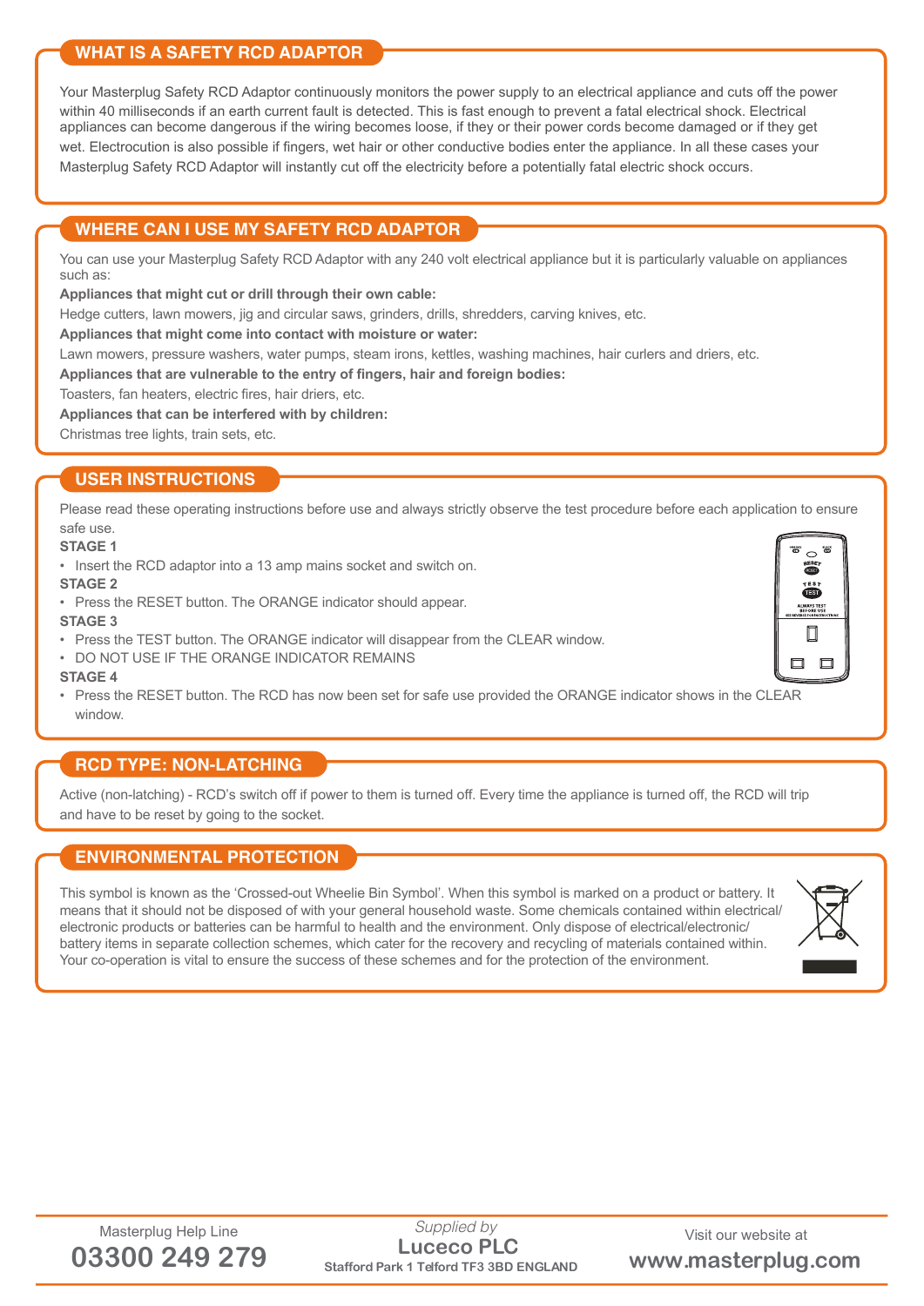## WHAT IS A SAFETY RCD ADAPTOR

Your Masterplug Safety RCD Adaptor continuously monitors the power supply to an electrical appliance and cuts off the power within 40 milliseconds if an earth current fault is detected. This is fast enough to prevent a fatal electrical shock. Electrical appliances can become dangerous if the wiring becomes loose, if they or their power cords become damaged or if they get wet. Electrocution is also possible if fingers, wet hair or other conductive bodies enter the appliance. In all these cases your Masterplug Safety RCD Adaptor will instantly cut off the electricity before a potentially fatal electric shock occurs.

## WHERE CAN I USE MY SAFETY RCD ADAPTOR

You can use your Masterplug Safety RCD Adaptor with any 240 volt electrical appliance but it is particularly valuable on appliances such as:

**Appliances that might cut or drill through their own cable:**

Hedge cutters, lawn mowers, jig and circular saws, grinders, drills, shredders, carving knives, etc.

**Appliances that might come into contact with moisture or water:**

Lawn mowers, pressure washers, water pumps, steam irons, kettles, washing machines, hair curlers and driers, etc.

**Appliances that are vulnerable to the entry of fingers, hair and foreign bodies:**

Toasters, fan heaters, electric fires, hair driers, etc.

**Appliances that can be interfered with by children:**

Christmas tree lights, train sets, etc.

## USER INSTRUCTIONS

Please read these operating instructions before use and always strictly observe the test procedure before each application to ensure safe use.

**STAGE 1**

- Insert the RCD adaptor into a 13 amp mains socket and switch on.

**STAGE 2**

- Press the RESET button. The ORANGE indicator should appear.

**STAGE 3**

- Press the TEST button. The ORANGE indicator will disappear from the CLEAR window.
- DO NOT USE IF THE ORANGE INDICATOR REMAINS

**STAGE 4**

- Press the RESET button. The RCD has now been set for safe use provided the ORANGE indicator shows in the CLEAR window.

## RCD TYPE: NON-LATCHING

Active (non-latching) - RCD's switch off if power to them is turned off. Every time the appliance is turned off, the RCD will trip and have to be reset by going to the socket.

## ENVIRONMENTAL PROTECTION

This symbol is known as the 'Crossed-out Wheelie Bin Symbol'. When this symbol is marked on a product or battery. It means that it should not be disposed of with your general household waste. Some chemicals contained within electrical/electronic products or batteries can be harmful to health and the environment. Only dispose of electrical/electronic/battery items in separate collection schemes, which cater for the recovery and recycling of materials contained within. Your co-operation is vital to ensure the success of these schemes and for the protection of the environment.

Masterplug Help Line
**03300 249 279**

*Supplied by*
**Luceco PLC**
Stafford Park 1 Telford TF3 3BD ENGLAND

Visit our website at
**www.masterplug.com**